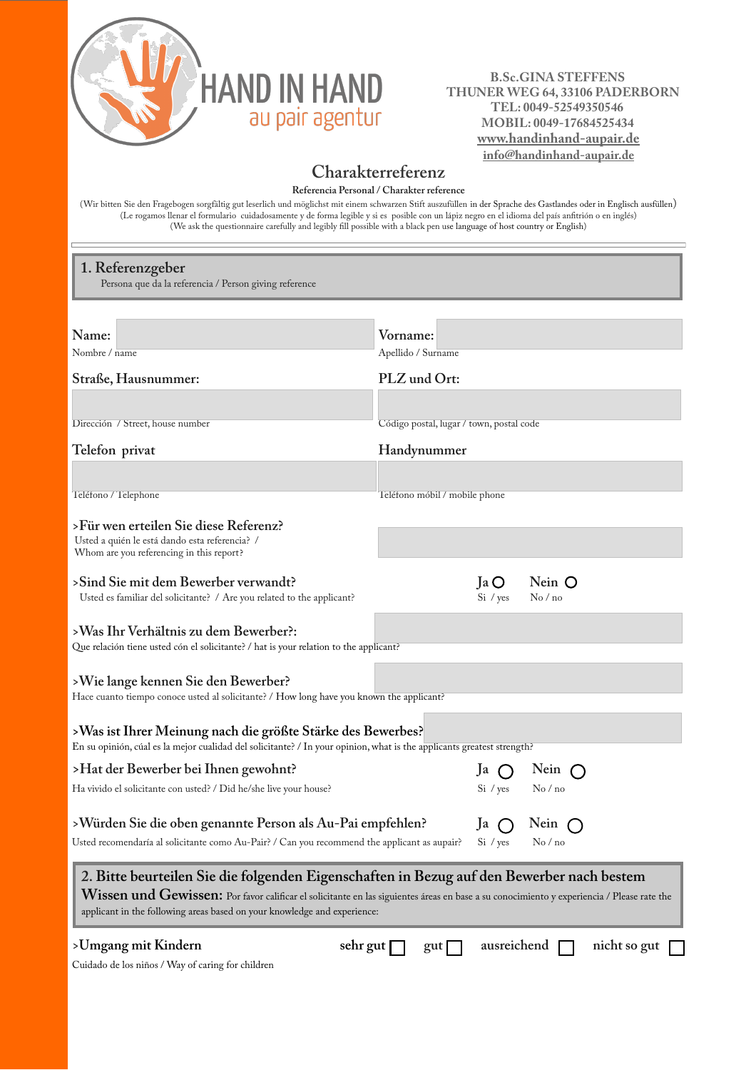HAND IN HAND
au pair agentur

**B.Sc.GINA STEFFENS**
**THUNER WEG 64, 33106 PADERBORN**
**TEL: 0049-52549350546**
**MOBIL: 0049-17684525434**
**www.handinhand-aupair.de**
**info@handinhand-aupair.de**

# Charakterreferenz

**Referencia Personal / Charakter reference**

(Wir bitten Sie den Fragebogen sorgfältig gut leserlich und möglichst mit einem schwarzen Stift auszufüllen in der Sprache des Gastlandes oder in Englisch ausfüllen)
(Le rogamos llenar el formulario cuidadosamente y de forma legible y si es posible con un lápiz negro en el idioma del país anfitrión o en inglés)
(We ask the questionnaire carefully and legibly fill possible with a black pen use language of host country or English)

## 1. Referenzgeber

Persona que da la referencia / Person giving reference

**Name:** ______
Nombre / name

**Vorname:** ______
Apellido / Surname

**Straße, Hausnummer:** ______
Dirección / Street, house number

**PLZ und Ort:** ______
Código postal, lugar / town, postal code

**Telefon privat** ______
Teléfono / Telephone

**Handynummer** ______
Teléfono móbil / mobile phone

**>Für wen erteilen Sie diese Referenz?** ______
Usted a quién le está dando esta referencia? /
Whom are you referencing in this report?

**>Sind Sie mit dem Bewerber verwandt?** Ja ○ Nein ○
Usted es familiar del solicitante? / Are you related to the applicant? Si / yes No / no

**>Was Ihr Verhältnis zu dem Bewerber?:** ______
Que relación tiene usted cón el solicitante? / hat is your relation to the applicant?

**>Wie lange kennen Sie den Bewerber?** ______
Hace cuanto tiempo conoce usted al solicitante? / How long have you known the applicant?

**>Was ist Ihrer Meinung nach die größte Stärke des Bewerbes?** ______
En su opinión, cúal es la mejor cualidad del solicitante? / In your opinion, what is the applicants greatest strength?

**>Hat der Bewerber bei Ihnen gewohnt?** Ja ○ Nein ○
Ha vivido el solicitante con usted? / Did he/she live your house? Si / yes No / no

**>Würden Sie die oben genannte Person als Au-Pai empfehlen?** Ja ○ Nein ○
Usted recomendaría al solicitante como Au-Pair? / Can you recommend the applicant as aupair? Si / yes No / no

## 2. Bitte beurteilen Sie die folgenden Eigenschaften in Bezug auf den Bewerber nach bestem Wissen und Gewissen:

Por favor calificar el solicitante en las siguientes áreas en base a su conocimiento y experiencia / Please rate the applicant in the following areas based on your knowledge and experience:

**>Umgang mit Kindern** sehr gut ☐ gut ☐ ausreichend ☐ nicht so gut ☐
Cuidado de los niños / Way of caring for children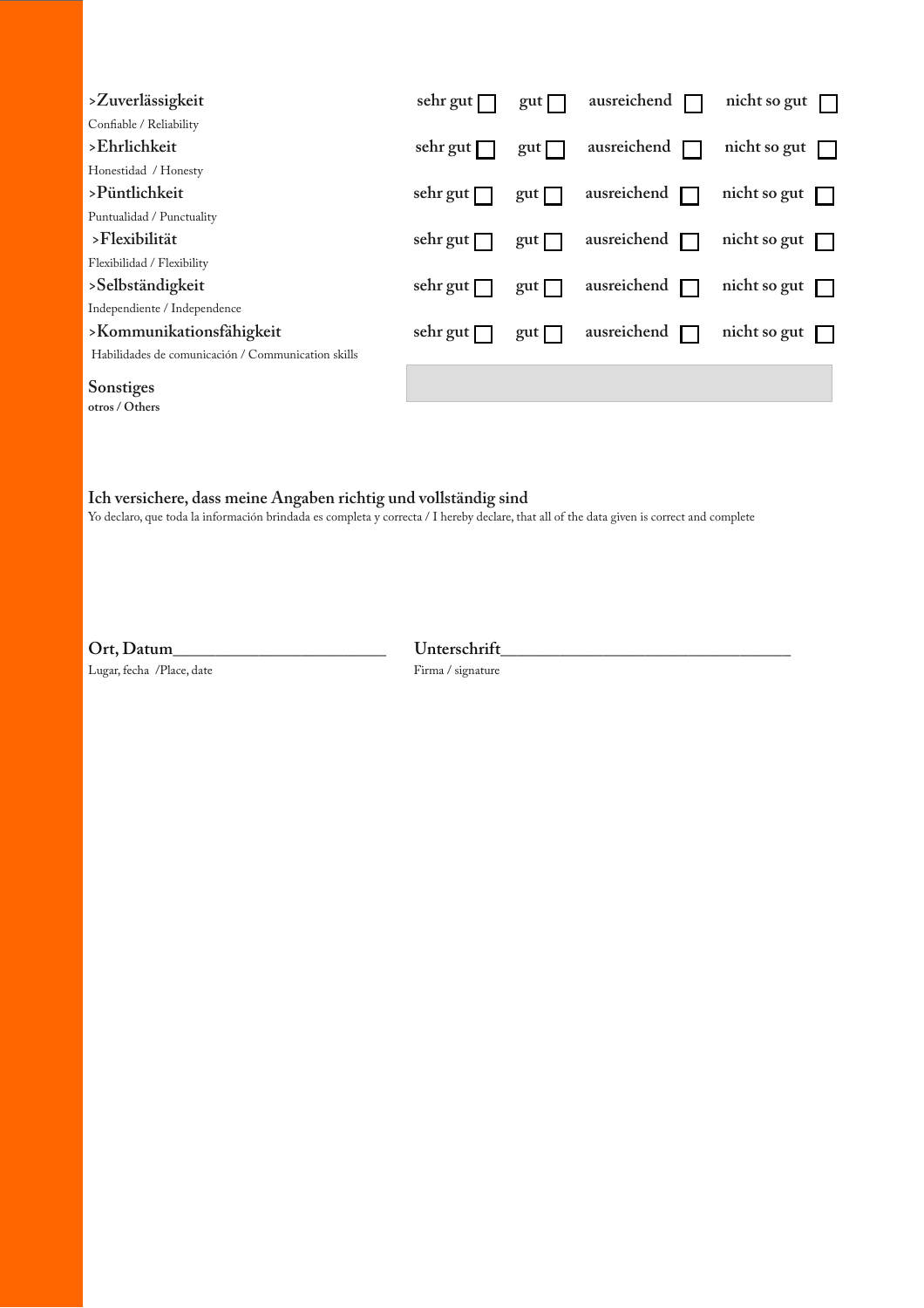| | | | | |
|---|---|---|---|---|
| >Zuverlässigkeit<br>Confiable / Reliability | sehr gut ☐ | gut ☐ | ausreichend ☐ | nicht so gut ☐ |
| >Ehrlichkeit<br>Honestidad / Honesty | sehr gut ☐ | gut ☐ | ausreichend ☐ | nicht so gut ☐ |
| >Püntlichkeit<br>Puntualidad / Punctuality | sehr gut ☐ | gut ☐ | ausreichend ☐ | nicht so gut ☐ |
| >Flexibilität<br>Flexibilidad / Flexibility | sehr gut ☐ | gut ☐ | ausreichend ☐ | nicht so gut ☐ |
| >Selbständigkeit<br>Independiente / Independence | sehr gut ☐ | gut ☐ | ausreichend ☐ | nicht so gut ☐ |
| >Kommunikationsfähigkeit<br>Habilidades de comunicación / Communication skills | sehr gut ☐ | gut ☐ | ausreichend ☐ | nicht so gut ☐ |
| Sonstiges<br>otros / Others | | | | |

**Ich versichere, dass meine Angaben richtig und vollständig sind**
Yo declaro, que toda la información brindada es completa y correcta / I hereby declare, that all of the data given is correct and complete

Ort, Datum________________________
Lugar, fecha /Place, date

Unterschrift________________________________
Firma / signature